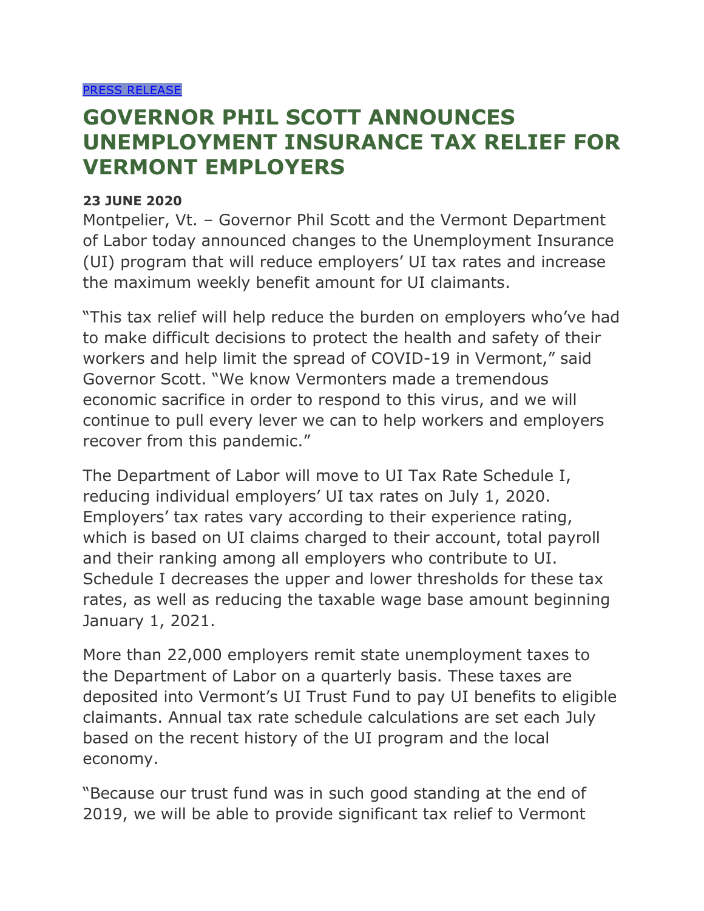PRESS RELEASE

# GOVERNOR PHIL SCOTT ANNOUNCES UNEMPLOYMENT INSURANCE TAX RELIEF FOR VERMONT EMPLOYERS

**23 JUNE 2020**

Montpelier, Vt. – Governor Phil Scott and the Vermont Department of Labor today announced changes to the Unemployment Insurance (UI) program that will reduce employers' UI tax rates and increase the maximum weekly benefit amount for UI claimants.

"This tax relief will help reduce the burden on employers who've had to make difficult decisions to protect the health and safety of their workers and help limit the spread of COVID-19 in Vermont," said Governor Scott. "We know Vermonters made a tremendous economic sacrifice in order to respond to this virus, and we will continue to pull every lever we can to help workers and employers recover from this pandemic."

The Department of Labor will move to UI Tax Rate Schedule I, reducing individual employers' UI tax rates on July 1, 2020. Employers' tax rates vary according to their experience rating, which is based on UI claims charged to their account, total payroll and their ranking among all employers who contribute to UI. Schedule I decreases the upper and lower thresholds for these tax rates, as well as reducing the taxable wage base amount beginning January 1, 2021.

More than 22,000 employers remit state unemployment taxes to the Department of Labor on a quarterly basis. These taxes are deposited into Vermont's UI Trust Fund to pay UI benefits to eligible claimants. Annual tax rate schedule calculations are set each July based on the recent history of the UI program and the local economy.

"Because our trust fund was in such good standing at the end of 2019, we will be able to provide significant tax relief to Vermont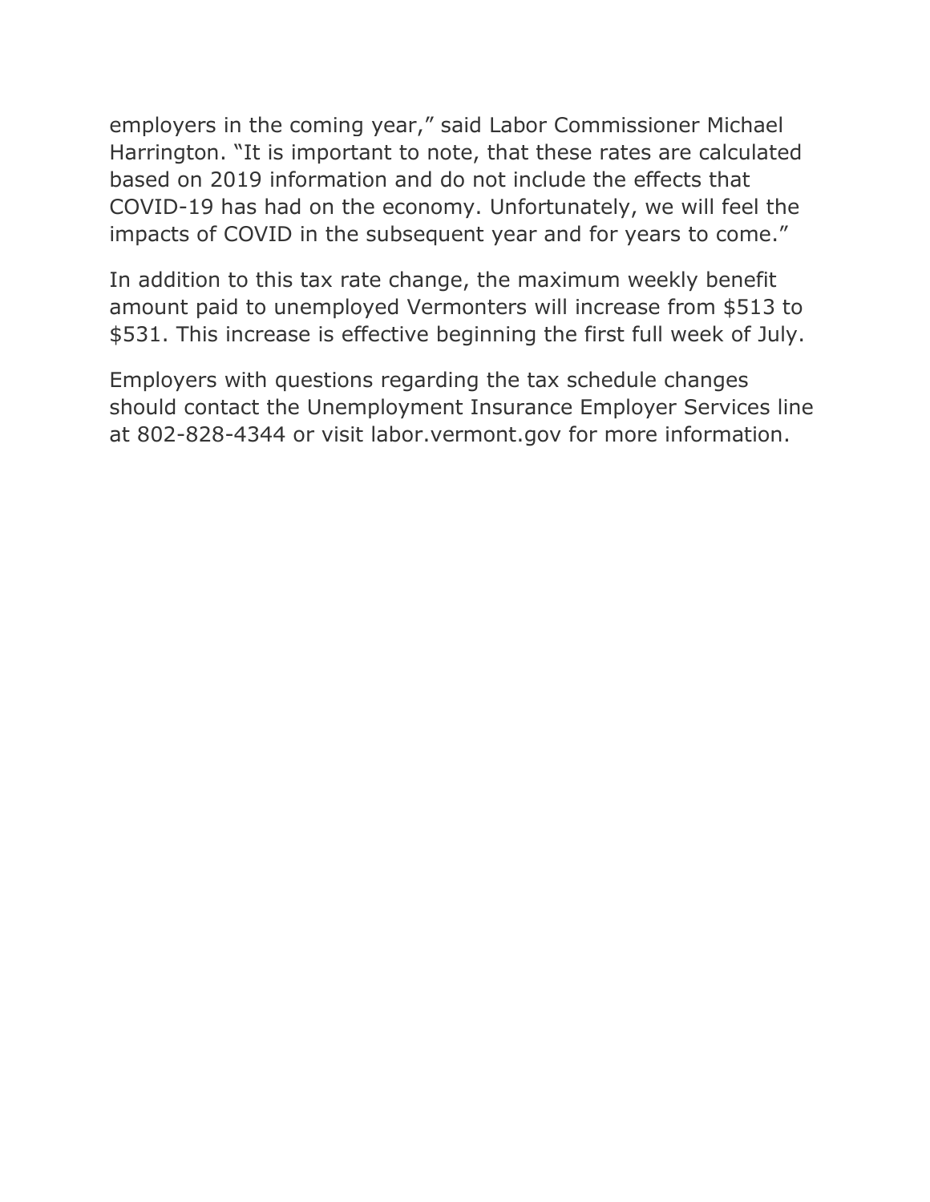employers in the coming year," said Labor Commissioner Michael Harrington. "It is important to note, that these rates are calculated based on 2019 information and do not include the effects that COVID-19 has had on the economy. Unfortunately, we will feel the impacts of COVID in the subsequent year and for years to come."

In addition to this tax rate change, the maximum weekly benefit amount paid to unemployed Vermonters will increase from $513 to $531. This increase is effective beginning the first full week of July.

Employers with questions regarding the tax schedule changes should contact the Unemployment Insurance Employer Services line at 802-828-4344 or visit labor.vermont.gov for more information.